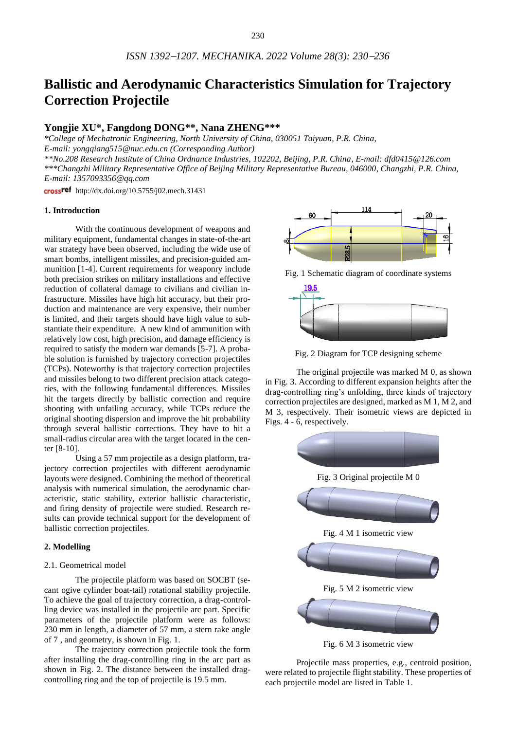# Ballistic and Aerodynamic Characteristics Simulation for Trajectory Correction Projectile

**Yongjie XU\*, Fangdong DONG\*\*, Nana ZHENG\*\*\***

*\*College of Mechatronic Engineering, North University of China, 030051 Taiyuan, P.R. China, E-mail: yongqiang515@nuc.edu.cn (Corresponding Author)*

*\*\*No.208 Research Institute of China Ordnance Industries, 102202, Beijing, P.R. China, E-mail: dfd0415@126.com*

*\*\*\*Changzhi Military Representative Office of Beijing Military Representative Bureau, 046000, Changzhi, P.R. China, E-mail: 1357093356@qq.com*

crossref http://dx.doi.org/10.5755/j02.mech.31431

## 1. Introduction

With the continuous development of weapons and military equipment, fundamental changes in state-of-the-art war strategy have been observed, including the wide use of smart bombs, intelligent missiles, and precision-guided ammunition [1-4]. Current requirements for weaponry include both precision strikes on military installations and effective reduction of collateral damage to civilians and civilian infrastructure. Missiles have high hit accuracy, but their production and maintenance are very expensive, their number is limited, and their targets should have high value to substantiate their expenditure. A new kind of ammunition with relatively low cost, high precision, and damage efficiency is required to satisfy the modern war demands [5-7]. A probable solution is furnished by trajectory correction projectiles (TCPs). Noteworthy is that trajectory correction projectiles and missiles belong to two different precision attack categories, with the following fundamental differences. Missiles hit the targets directly by ballistic correction and require shooting with unfailing accuracy, while TCPs reduce the original shooting dispersion and improve the hit probability through several ballistic corrections. They have to hit a small-radius circular area with the target located in the center [8-10].

Using a 57 mm projectile as a design platform, trajectory correction projectiles with different aerodynamic layouts were designed. Combining the method of theoretical analysis with numerical simulation, the aerodynamic characteristic, static stability, exterior ballistic characteristic, and firing density of projectile were studied. Research results can provide technical support for the development of ballistic correction projectiles.

## 2. Modelling

### 2.1. Geometrical model

The projectile platform was based on SOCBT (secant ogive cylinder boat-tail) rotational stability projectile. To achieve the goal of trajectory correction, a drag-controlling device was installed in the projectile arc part. Specific parameters of the projectile platform were as follows: 230 mm in length, a diameter of 57 mm, a stern rake angle of 7 , and geometry, is shown in Fig. 1.

The trajectory correction projectile took the form after installing the drag-controlling ring in the arc part as shown in Fig. 2. The distance between the installed drag-controlling ring and the top of projectile is 19.5 mm.

Fig. 1 Schematic diagram of coordinate systems

Fig. 2 Diagram for TCP designing scheme

The original projectile was marked M 0, as shown in Fig. 3. According to different expansion heights after the drag-controlling ring's unfolding, three kinds of trajectory correction projectiles are designed, marked as M 1, M 2, and M 3, respectively. Their isometric views are depicted in Figs. 4 - 6, respectively.

Fig. 3 Original projectile M 0

Fig. 4 M 1 isometric view

Fig. 5 M 2 isometric view

Fig. 6 M 3 isometric view

Projectile mass properties, e.g., centroid position, were related to projectile flight stability. These properties of each projectile model are listed in Table 1.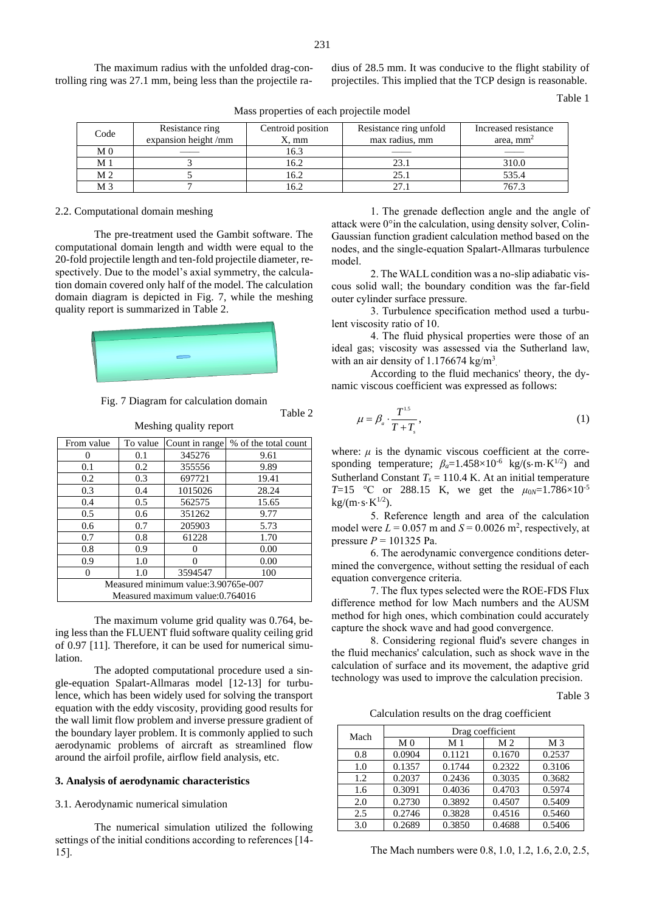The maximum radius with the unfolded drag-controlling ring was 27.1 mm, being less than the projectile radius of 28.5 mm. It was conducive to the flight stability of projectiles. This implied that the TCP design is reasonable.

Table 1

Mass properties of each projectile model

| Code | Resistance ring expansion height /mm | Centroid position X, mm | Resistance ring unfold max radius, mm | Increased resistance area, mm$^2$ |
|---|---|---|---|---|
| M 0 | —— | 16.3 | —— | —— |
| M 1 | 3 | 16.2 | 23.1 | 310.0 |
| M 2 | 5 | 16.2 | 25.1 | 535.4 |
| M 3 | 7 | 16.2 | 27.1 | 767.3 |

2.2. Computational domain meshing

The pre-treatment used the Gambit software. The computational domain length and width were equal to the 20-fold projectile length and ten-fold projectile diameter, respectively. Due to the model's axial symmetry, the calculation domain covered only half of the model. The calculation domain diagram is depicted in Fig. 7, while the meshing quality report is summarized in Table 2.

Fig. 7 Diagram for calculation domain

Table 2

Meshing quality report

| From value | To value | Count in range | % of the total count |
|---|---|---|---|
| 0 | 0.1 | 345276 | 9.61 |
| 0.1 | 0.2 | 355556 | 9.89 |
| 0.2 | 0.3 | 697721 | 19.41 |
| 0.3 | 0.4 | 1015026 | 28.24 |
| 0.4 | 0.5 | 562575 | 15.65 |
| 0.5 | 0.6 | 351262 | 9.77 |
| 0.6 | 0.7 | 205903 | 5.73 |
| 0.7 | 0.8 | 61228 | 1.70 |
| 0.8 | 0.9 | 0 | 0.00 |
| 0.9 | 1.0 | 0 | 0.00 |
| 0 | 1.0 | 3594547 | 100 |
| Measured minimum value:3.90765e-007 | | | |
| Measured maximum value:0.764016 | | | |

The maximum volume grid quality was 0.764, being less than the FLUENT fluid software quality ceiling grid of 0.97 [11]. Therefore, it can be used for numerical simulation.

The adopted computational procedure used a single-equation Spalart-Allmaras model [12-13] for turbulence, which has been widely used for solving the transport equation with the eddy viscosity, providing good results for the wall limit flow problem and inverse pressure gradient of the boundary layer problem. It is commonly applied to such aerodynamic problems of aircraft as streamlined flow around the airfoil profile, airflow field analysis, etc.

## 3. Analysis of aerodynamic characteristics

3.1. Aerodynamic numerical simulation

The numerical simulation utilized the following settings of the initial conditions according to references [14-15].

1. The grenade deflection angle and the angle of attack were 0°in the calculation, using density solver, Colin-Gaussian function gradient calculation method based on the nodes, and the single-equation Spalart-Allmaras turbulence model.

2. The WALL condition was a no-slip adiabatic viscous solid wall; the boundary condition was the far-field outer cylinder surface pressure.

3. Turbulence specification method used a turbulent viscosity ratio of 10.

4. The fluid physical properties were those of an ideal gas; viscosity was assessed via the Sutherland law, with an air density of 1.176674 kg/m$^3$.

According to the fluid mechanics' theory, the dynamic viscous coefficient was expressed as follows:

$$\mu = \beta_a \cdot \frac{T^{1.5}}{T + T_s}, \tag{1}$$

where: $\mu$ is the dynamic viscous coefficient at the corresponding temperature; $\beta_a$=1.458×10$^{-6}$ kg/(s·m·K$^{1/2}$) and Sutherland Constant $T_s$ = 110.4 K. At an initial temperature $T$=15 °C or 288.15 K, we get the $\mu_{0N}$=1.786×10$^{-5}$ kg/(m·s·K$^{1/2}$).

5. Reference length and area of the calculation model were $L$ = 0.057 m and $S$ = 0.0026 m$^2$, respectively, at pressure $P$ = 101325 Pa.

6. The aerodynamic convergence conditions determined the convergence, without setting the residual of each equation convergence criteria.

7. The flux types selected were the ROE-FDS Flux difference method for low Mach numbers and the AUSM method for high ones, which combination could accurately capture the shock wave and had good convergence.

8. Considering regional fluid's severe changes in the fluid mechanics' calculation, such as shock wave in the calculation of surface and its movement, the adaptive grid technology was used to improve the calculation precision.

Table 3

Calculation results on the drag coefficient

| Mach | Drag coefficient | | | |
|---|---|---|---|---|
| | M 0 | M 1 | M 2 | M 3 |
| 0.8 | 0.0904 | 0.1121 | 0.1670 | 0.2537 |
| 1.0 | 0.1357 | 0.1744 | 0.2322 | 0.3106 |
| 1.2 | 0.2037 | 0.2436 | 0.3035 | 0.3682 |
| 1.6 | 0.3091 | 0.4036 | 0.4703 | 0.5974 |
| 2.0 | 0.2730 | 0.3892 | 0.4507 | 0.5409 |
| 2.5 | 0.2746 | 0.3828 | 0.4516 | 0.5460 |
| 3.0 | 0.2689 | 0.3850 | 0.4688 | 0.5406 |

The Mach numbers were 0.8, 1.0, 1.2, 1.6, 2.0, 2.5,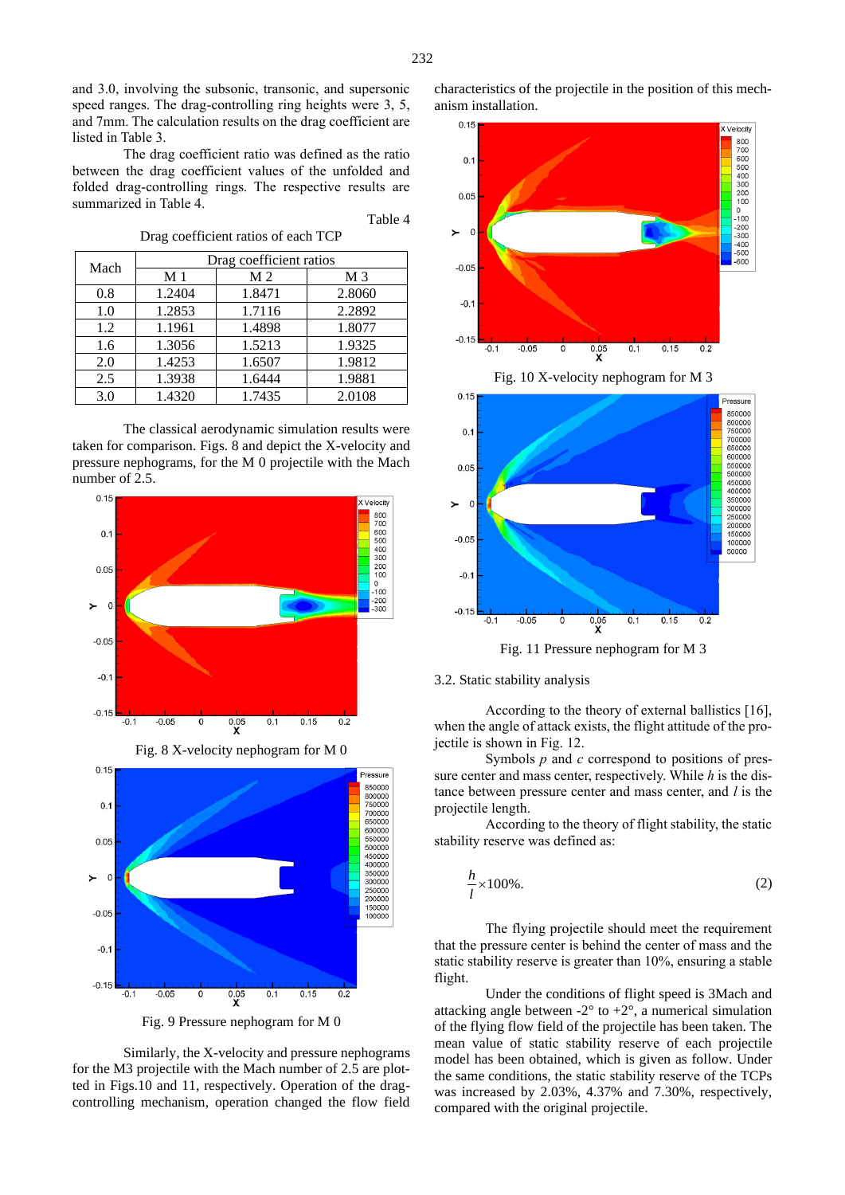and 3.0, involving the subsonic, transonic, and supersonic speed ranges. The drag-controlling ring heights were 3, 5, and 7mm. The calculation results on the drag coefficient are listed in Table 3.

The drag coefficient ratio was defined as the ratio between the drag coefficient values of the unfolded and folded drag-controlling rings. The respective results are summarized in Table 4.

Table 4

Drag coefficient ratios of each TCP

| Mach | Drag coefficient ratios | | |
|---|---|---|---|
| | M 1 | M 2 | M 3 |
| 0.8 | 1.2404 | 1.8471 | 2.8060 |
| 1.0 | 1.2853 | 1.7116 | 2.2892 |
| 1.2 | 1.1961 | 1.4898 | 1.8077 |
| 1.6 | 1.3056 | 1.5213 | 1.9325 |
| 2.0 | 1.4253 | 1.6507 | 1.9812 |
| 2.5 | 1.3938 | 1.6444 | 1.9881 |
| 3.0 | 1.4320 | 1.7435 | 2.0108 |

The classical aerodynamic simulation results were taken for comparison. Figs. 8 and depict the X-velocity and pressure nephograms, for the M 0 projectile with the Mach number of 2.5.

Fig. 8 X-velocity nephogram for M 0

Fig. 9 Pressure nephogram for M 0

Similarly, the X-velocity and pressure nephograms for the M3 projectile with the Mach number of 2.5 are plotted in Figs.10 and 11, respectively. Operation of the drag-controlling mechanism, operation changed the flow field characteristics of the projectile in the position of this mechanism installation.

Fig. 10 X-velocity nephogram for M 3

Fig. 11 Pressure nephogram for M 3

## 3.2. Static stability analysis

According to the theory of external ballistics [16], when the angle of attack exists, the flight attitude of the projectile is shown in Fig. 12.

Symbols $p$ and $c$ correspond to positions of pressure center and mass center, respectively. While $h$ is the distance between pressure center and mass center, and $l$ is the projectile length.

According to the theory of flight stability, the static stability reserve was defined as:

$$\frac{h}{l}\times 100\%. \tag{2}$$

The flying projectile should meet the requirement that the pressure center is behind the center of mass and the static stability reserve is greater than 10%, ensuring a stable flight.

Under the conditions of flight speed is 3Mach and attacking angle between -2° to +2°, a numerical simulation of the flying flow field of the projectile has been taken. The mean value of static stability reserve of each projectile model has been obtained, which is given as follow. Under the same conditions, the static stability reserve of the TCPs was increased by 2.03%, 4.37% and 7.30%, respectively, compared with the original projectile.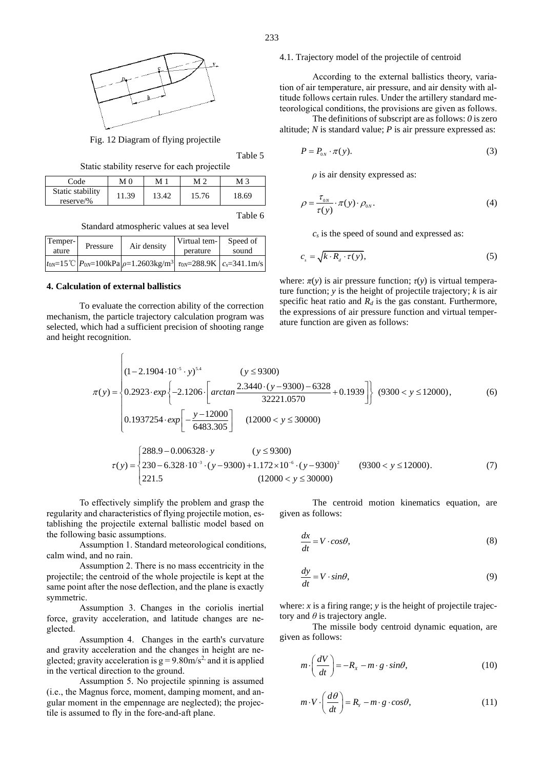Fig. 12 Diagram of flying projectile

Table 5

Static stability reserve for each projectile

| Code | M 0 | M 1 | M 2 | M 3 |
|---|---|---|---|---|
| Static stability reserve/% | 11.39 | 13.42 | 15.76 | 18.69 |

Table 6

Standard atmospheric values at sea level

| Temperature | Pressure | Air density | Virtual temperature | Speed of sound |
|---|---|---|---|---|
| $t_{0N}$=15℃ | $P_{0N}$=100kPa | $\rho$=1.2603kg/m$^3$ | $\tau_{0N}$=288.9K | $c_s$=341.1m/s |

## 4. Calculation of external ballistics

To evaluate the correction ability of the correction mechanism, the particle trajectory calculation program was selected, which had a sufficient precision of shooting range and height recognition.

### 4.1. Trajectory model of the projectile of centroid

According to the external ballistics theory, variation of air temperature, air pressure, and air density with altitude follows certain rules. Under the artillery standard meteorological conditions, the provisions are given as follows.

The definitions of subscript are as follows: *0* is zero altitude; *N* is standard value; *P* is air pressure expressed as:

$$P = P_{0N} \cdot \pi(y). \tag{3}$$

$\rho$ is air density expressed as:

$$\rho = \frac{\tau_{0N}}{\tau(y)} \cdot \pi(y) \cdot \rho_{0N}. \tag{4}$$

$c_s$ is the speed of sound and expressed as:

$$c_s = \sqrt{k \cdot R_d \cdot \tau(y)}, \tag{5}$$

where: $\pi(y)$ is air pressure function; $\tau(y)$ is virtual temperature function; $y$ is the height of projectile trajectory; $k$ is air specific heat ratio and $R_d$ is the gas constant. Furthermore, the expressions of air pressure function and virtual temperature function are given as follows:

$$\pi(y) = \begin{cases} (1 - 2.1904 \cdot 10^{-5} \cdot y)^{5.4} & (y \le 9300) \\ 0.2923 \cdot exp\left\{-2.1206 \cdot \left[arctan\dfrac{2.3440 \cdot (y-9300) - 6328}{32221.0570} + 0.1939\right]\right\} & (9300 < y \le 12000) \\ 0.1937254 \cdot exp\left[-\dfrac{y-12000}{6483.305}\right] & (12000 < y \le 30000) \end{cases}, \tag{6}$$

$$\tau(y) = \begin{cases} 288.9 - 0.006328 \cdot y & (y \le 9300) \\ 230 - 6.328 \cdot 10^{-3} \cdot (y-9300) + 1.172 \times 10^{-6} \cdot (y-9300)^2 & (9300 < y \le 12000) \\ 221.5 & (12000 < y \le 30000) \end{cases}. \tag{7}$$

To effectively simplify the problem and grasp the regularity and characteristics of flying projectile motion, establishing the projectile external ballistic model based on the following basic assumptions.

Assumption 1. Standard meteorological conditions, calm wind, and no rain.

Assumption 2. There is no mass eccentricity in the projectile; the centroid of the whole projectile is kept at the same point after the nose deflection, and the plane is exactly symmetric.

Assumption 3. Changes in the coriolis inertial force, gravity acceleration, and latitude changes are neglected.

Assumption 4. Changes in the earth's curvature and gravity acceleration and the changes in height are neglected; gravity acceleration is g = 9.80m/s$^2$ and it is applied in the vertical direction to the ground.

Assumption 5. No projectile spinning is assumed (i.e., the Magnus force, moment, damping moment, and angular moment in the empennage are neglected); the projectile is assumed to fly in the fore-and-aft plane.

The centroid motion kinematics equation, are given as follows:

$$\frac{dx}{dt} = V \cdot cos\theta, \tag{8}$$

$$\frac{dy}{dt} = V \cdot sin\theta, \tag{9}$$

where: $x$ is a firing range; $y$ is the height of projectile trajectory and $\theta$ is trajectory angle.

The missile body centroid dynamic equation, are given as follows:

$$m \cdot \left(\frac{dV}{dt}\right) = -R_x - m \cdot g \cdot sin\theta, \tag{10}$$

$$m \cdot V \cdot \left(\frac{d\theta}{dt}\right) = R_Y - m \cdot g \cdot cos\theta, \tag{11}$$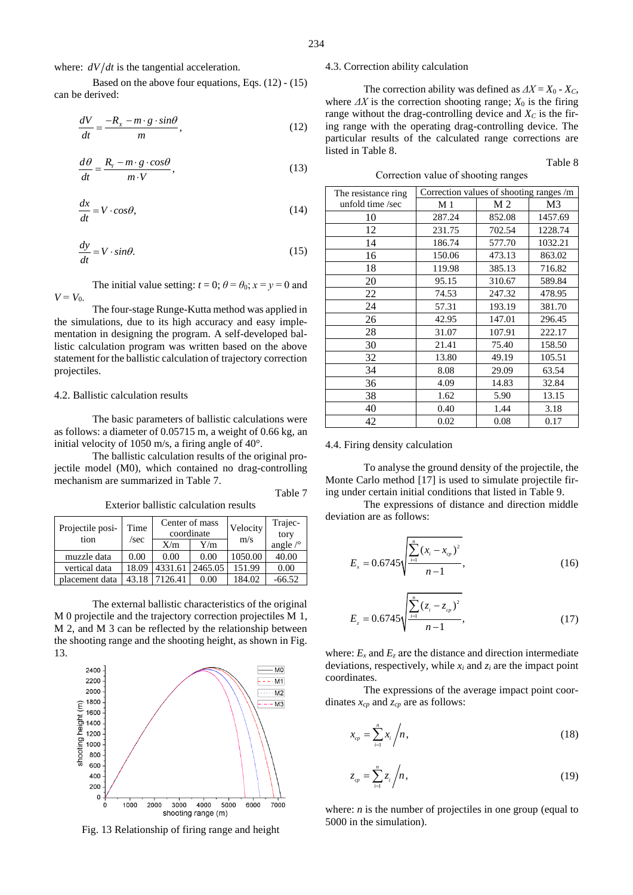where: $dV/dt$ is the tangential acceleration.

Based on the above four equations, Eqs. (12) - (15) can be derived:

$$\frac{dV}{dt} = \frac{-R_x - m \cdot g \cdot sin\theta}{m}, \tag{12}$$

$$\frac{d\theta}{dt} = \frac{R_y - m \cdot g \cdot cos\theta}{m \cdot V}, \tag{13}$$

$$\frac{dx}{dt} = V \cdot cos\theta, \tag{14}$$

$$\frac{dy}{dt} = V \cdot sin\theta. \tag{15}$$

The initial value setting: $t = 0$; $\theta = \theta_0$; $x = y = 0$ and $V = V_0$.

The four-stage Runge-Kutta method was applied in the simulations, due to its high accuracy and easy implementation in designing the program. A self-developed ballistic calculation program was written based on the above statement for the ballistic calculation of trajectory correction projectiles.

### 4.2. Ballistic calculation results

The basic parameters of ballistic calculations were as follows: a diameter of 0.05715 m, a weight of 0.66 kg, an initial velocity of 1050 m/s, a firing angle of 40°.

The ballistic calculation results of the original projectile model (M0), which contained no drag-controlling mechanism are summarized in Table 7.

Table 7

Exterior ballistic calculation results

| Projectile position | Time /sec | Center of mass coordinate | | Velocity m/s | Trajectory angle /° |
|---|---|---|---|---|---|
| | | X/m | Y/m | | |
| muzzle data | 0.00 | 0.00 | 0.00 | 1050.00 | 40.00 |
| vertical data | 18.09 | 4331.61 | 2465.05 | 151.99 | 0.00 |
| placement data | 43.18 | 7126.41 | 0.00 | 184.02 | -66.52 |

The external ballistic characteristics of the original M 0 projectile and the trajectory correction projectiles M 1, M 2, and M 3 can be reflected by the relationship between the shooting range and the shooting height, as shown in Fig. 13.

Fig. 13 Relationship of firing range and height

### 4.3. Correction ability calculation

The correction ability was defined as $\Delta X = X_0 - X_C$, where $\Delta X$ is the correction shooting range; $X_0$ is the firing range without the drag-controlling device and $X_C$ is the firing range with the operating drag-controlling device. The particular results of the calculated range corrections are listed in Table 8.

Table 8

Correction value of shooting ranges

| The resistance ring unfold time /sec | Correction values of shooting ranges /m | | |
|---|---|---|---|
| | M 1 | M 2 | M3 |
| 10 | 287.24 | 852.08 | 1457.69 |
| 12 | 231.75 | 702.54 | 1228.74 |
| 14 | 186.74 | 577.70 | 1032.21 |
| 16 | 150.06 | 473.13 | 863.02 |
| 18 | 119.98 | 385.13 | 716.82 |
| 20 | 95.15 | 310.67 | 589.84 |
| 22 | 74.53 | 247.32 | 478.95 |
| 24 | 57.31 | 193.19 | 381.70 |
| 26 | 42.95 | 147.01 | 296.45 |
| 28 | 31.07 | 107.91 | 222.17 |
| 30 | 21.41 | 75.40 | 158.50 |
| 32 | 13.80 | 49.19 | 105.51 |
| 34 | 8.08 | 29.09 | 63.54 |
| 36 | 4.09 | 14.83 | 32.84 |
| 38 | 1.62 | 5.90 | 13.15 |
| 40 | 0.40 | 1.44 | 3.18 |
| 42 | 0.02 | 0.08 | 0.17 |

### 4.4. Firing density calculation

To analyse the ground density of the projectile, the Monte Carlo method [17] is used to simulate projectile firing under certain initial conditions that listed in Table 9.

The expressions of distance and direction middle deviation are as follows:

$$E_x = 0.6745\sqrt{\frac{\sum_{i=1}^{n}(x_i - x_{cp})^2}{n-1}}, \tag{16}$$

$$E_z = 0.6745\sqrt{\frac{\sum_{i=1}^{n}(z_i - z_{cp})^2}{n-1}}, \tag{17}$$

where: $E_x$ and $E_z$ are the distance and direction intermediate deviations, respectively, while $x_i$ and $z_i$ are the impact point coordinates.

The expressions of the average impact point coordinates $x_{cp}$ and $z_{cp}$ are as follows:

$$x_{cp} = \sum_{i=1}^{n} x_i \Big/ n, \tag{18}$$

$$z_{cp} = \sum_{i=1}^{n} z_i \Big/ n, \tag{19}$$

where: $n$ is the number of projectiles in one group (equal to 5000 in the simulation).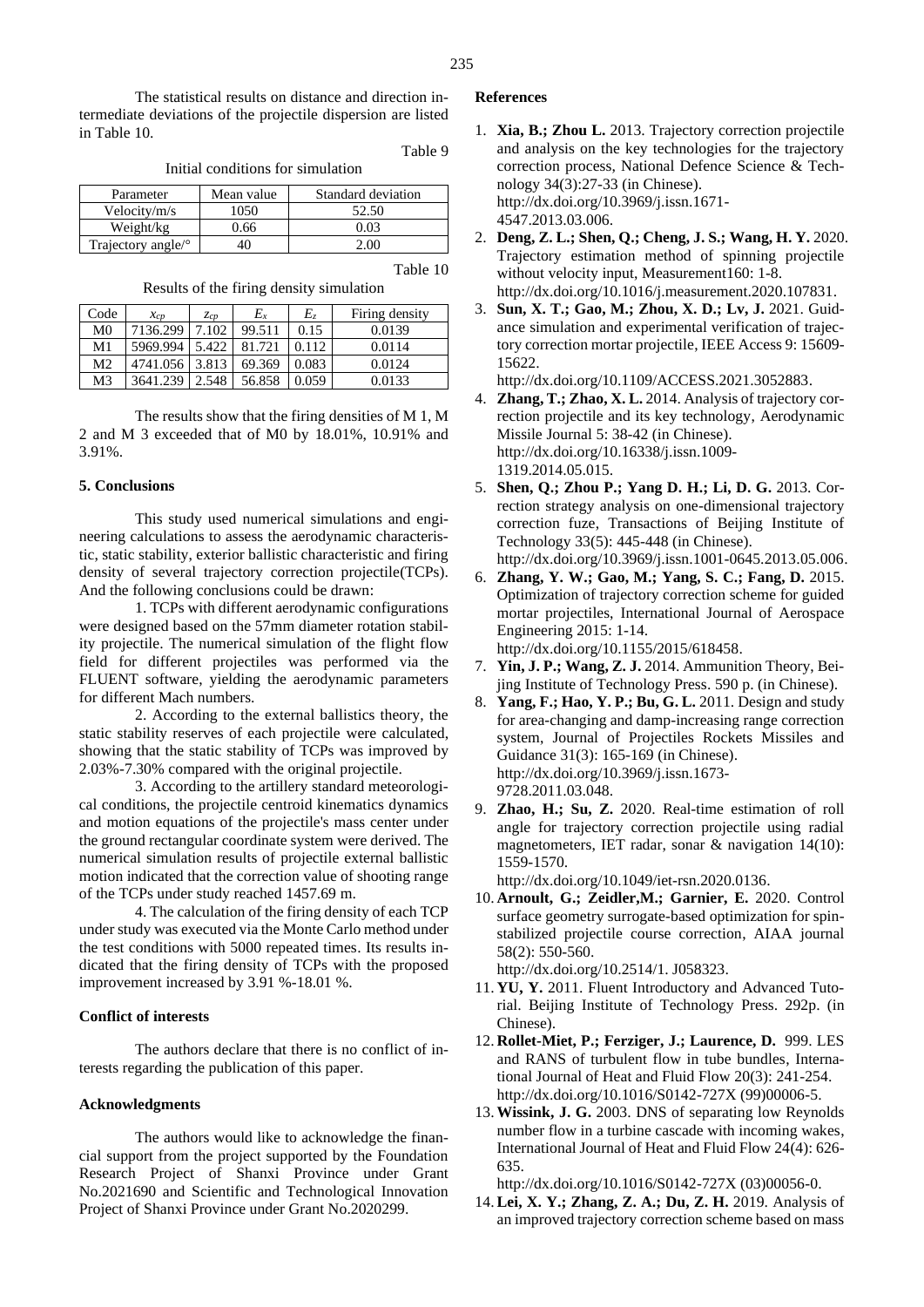The statistical results on distance and direction intermediate deviations of the projectile dispersion are listed in Table 10.

Table 9

Initial conditions for simulation

| Parameter | Mean value | Standard deviation |
|---|---|---|
| Velocity/m/s | 1050 | 52.50 |
| Weight/kg | 0.66 | 0.03 |
| Trajectory angle/° | 40 | 2.00 |

Table 10

Results of the firing density simulation

| Code | $x_{cp}$ | $z_{cp}$ | $E_x$ | $E_z$ | Firing density |
|---|---|---|---|---|---|
| M0 | 7136.299 | 7.102 | 99.511 | 0.15 | 0.0139 |
| M1 | 5969.994 | 5.422 | 81.721 | 0.112 | 0.0114 |
| M2 | 4741.056 | 3.813 | 69.369 | 0.083 | 0.0124 |
| M3 | 3641.239 | 2.548 | 56.858 | 0.059 | 0.0133 |

The results show that the firing densities of M 1, M 2 and M 3 exceeded that of M0 by 18.01%, 10.91% and 3.91%.

## 5. Conclusions

This study used numerical simulations and engineering calculations to assess the aerodynamic characteristic, static stability, exterior ballistic characteristic and firing density of several trajectory correction projectile(TCPs). And the following conclusions could be drawn:

1. TCPs with different aerodynamic configurations were designed based on the 57mm diameter rotation stability projectile. The numerical simulation of the flight flow field for different projectiles was performed via the FLUENT software, yielding the aerodynamic parameters for different Mach numbers.

2. According to the external ballistics theory, the static stability reserves of each projectile were calculated, showing that the static stability of TCPs was improved by 2.03%-7.30% compared with the original projectile.

3. According to the artillery standard meteorological conditions, the projectile centroid kinematics dynamics and motion equations of the projectile's mass center under the ground rectangular coordinate system were derived. The numerical simulation results of projectile external ballistic motion indicated that the correction value of shooting range of the TCPs under study reached 1457.69 m.

4. The calculation of the firing density of each TCP under study was executed via the Monte Carlo method under the test conditions with 5000 repeated times. Its results indicated that the firing density of TCPs with the proposed improvement increased by 3.91 %-18.01 %.

## Conflict of interests

The authors declare that there is no conflict of interests regarding the publication of this paper.

## Acknowledgments

The authors would like to acknowledge the financial support from the project supported by the Foundation Research Project of Shanxi Province under Grant No.2021690 and Scientific and Technological Innovation Project of Shanxi Province under Grant No.2020299.

## References

1. **Xia, B.; Zhou L.** 2013. Trajectory correction projectile and analysis on the key technologies for the trajectory correction process, National Defence Science & Technology 34(3):27-33 (in Chinese). http://dx.doi.org/10.3969/j.issn.1671-4547.2013.03.006.
2. **Deng, Z. L.; Shen, Q.; Cheng, J. S.; Wang, H. Y.** 2020. Trajectory estimation method of spinning projectile without velocity input, Measurement160: 1-8. http://dx.doi.org/10.1016/j.measurement.2020.107831.
3. **Sun, X. T.; Gao, M.; Zhou, X. D.; Lv, J.** 2021. Guidance simulation and experimental verification of trajectory correction mortar projectile, IEEE Access 9: 15609-15622. http://dx.doi.org/10.1109/ACCESS.2021.3052883.
4. **Zhang, T.; Zhao, X. L.** 2014. Analysis of trajectory correction projectile and its key technology, Aerodynamic Missile Journal 5: 38-42 (in Chinese). http://dx.doi.org/10.16338/j.issn.1009-1319.2014.05.015.
5. **Shen, Q.; Zhou P.; Yang D. H.; Li, D. G.** 2013. Correction strategy analysis on one-dimensional trajectory correction fuze, Transactions of Beijing Institute of Technology 33(5): 445-448 (in Chinese). http://dx.doi.org/10.3969/j.issn.1001-0645.2013.05.006.
6. **Zhang, Y. W.; Gao, M.; Yang, S. C.; Fang, D.** 2015. Optimization of trajectory correction scheme for guided mortar projectiles, International Journal of Aerospace Engineering 2015: 1-14. http://dx.doi.org/10.1155/2015/618458.
7. **Yin, J. P.; Wang, Z. J.** 2014. Ammunition Theory, Beijing Institute of Technology Press. 590 p. (in Chinese).
8. **Yang, F.; Hao, Y. P.; Bu, G. L.** 2011. Design and study for area-changing and damp-increasing range correction system, Journal of Projectiles Rockets Missiles and Guidance 31(3): 165-169 (in Chinese). http://dx.doi.org/10.3969/j.issn.1673-9728.2011.03.048.
9. **Zhao, H.; Su, Z.** 2020. Real-time estimation of roll angle for trajectory correction projectile using radial magnetometers, IET radar, sonar & navigation 14(10): 1559-1570. http://dx.doi.org/10.1049/iet-rsn.2020.0136.
10. **Arnoult, G.; Zeidler,M.; Garnier, E.** 2020. Control surface geometry surrogate-based optimization for spin-stabilized projectile course correction, AIAA journal 58(2): 550-560. http://dx.doi.org/10.2514/1. J058323.
11. **YU, Y.** 2011. Fluent Introductory and Advanced Tutorial. Beijing Institute of Technology Press. 292p. (in Chinese).
12. **Rollet-Miet, P.; Ferziger, J.; Laurence, D.** 999. LES and RANS of turbulent flow in tube bundles, International Journal of Heat and Fluid Flow 20(3): 241-254. http://dx.doi.org/10.1016/S0142-727X (99)00006-5.
13. **Wissink, J. G.** 2003. DNS of separating low Reynolds number flow in a turbine cascade with incoming wakes, International Journal of Heat and Fluid Flow 24(4): 626-635. http://dx.doi.org/10.1016/S0142-727X (03)00056-0.
14. **Lei, X. Y.; Zhang, Z. A.; Du, Z. H.** 2019. Analysis of an improved trajectory correction scheme based on mass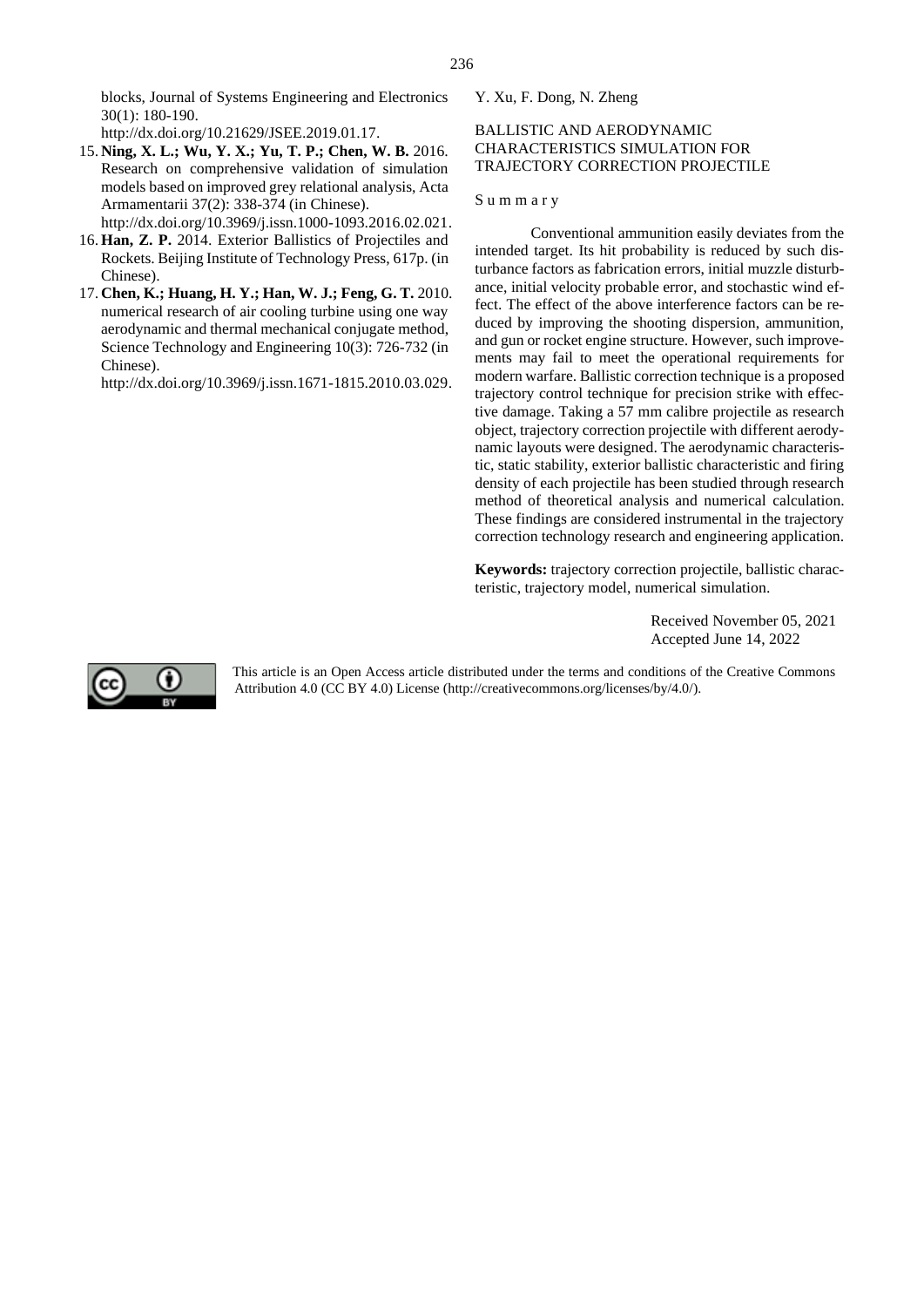blocks, Journal of Systems Engineering and Electronics 30(1): 180-190. http://dx.doi.org/10.21629/JSEE.2019.01.17.

15. **Ning, X. L.; Wu, Y. X.; Yu, T. P.; Chen, W. B.** 2016. Research on comprehensive validation of simulation models based on improved grey relational analysis, Acta Armamentarii 37(2): 338-374 (in Chinese). http://dx.doi.org/10.3969/j.issn.1000-1093.2016.02.021.
16. **Han, Z. P.** 2014. Exterior Ballistics of Projectiles and Rockets. Beijing Institute of Technology Press, 617p. (in Chinese).
17. **Chen, K.; Huang, H. Y.; Han, W. J.; Feng, G. T.** 2010. numerical research of air cooling turbine using one way aerodynamic and thermal mechanical conjugate method, Science Technology and Engineering 10(3): 726-732 (in Chinese). http://dx.doi.org/10.3969/j.issn.1671-1815.2010.03.029.

Y. Xu, F. Dong, N. Zheng

BALLISTIC AND AERODYNAMIC CHARACTERISTICS SIMULATION FOR TRAJECTORY CORRECTION PROJECTILE

S u m m a r y

Conventional ammunition easily deviates from the intended target. Its hit probability is reduced by such disturbance factors as fabrication errors, initial muzzle disturbance, initial velocity probable error, and stochastic wind effect. The effect of the above interference factors can be reduced by improving the shooting dispersion, ammunition, and gun or rocket engine structure. However, such improvements may fail to meet the operational requirements for modern warfare. Ballistic correction technique is a proposed trajectory control technique for precision strike with effective damage. Taking a 57 mm calibre projectile as research object, trajectory correction projectile with different aerodynamic layouts were designed. The aerodynamic characteristic, static stability, exterior ballistic characteristic and firing density of each projectile has been studied through research method of theoretical analysis and numerical calculation. These findings are considered instrumental in the trajectory correction technology research and engineering application.

**Keywords:** trajectory correction projectile, ballistic characteristic, trajectory model, numerical simulation.

Received November 05, 2021
Accepted June 14, 2022

This article is an Open Access article distributed under the terms and conditions of the Creative Commons Attribution 4.0 (CC BY 4.0) License (http://creativecommons.org/licenses/by/4.0/).